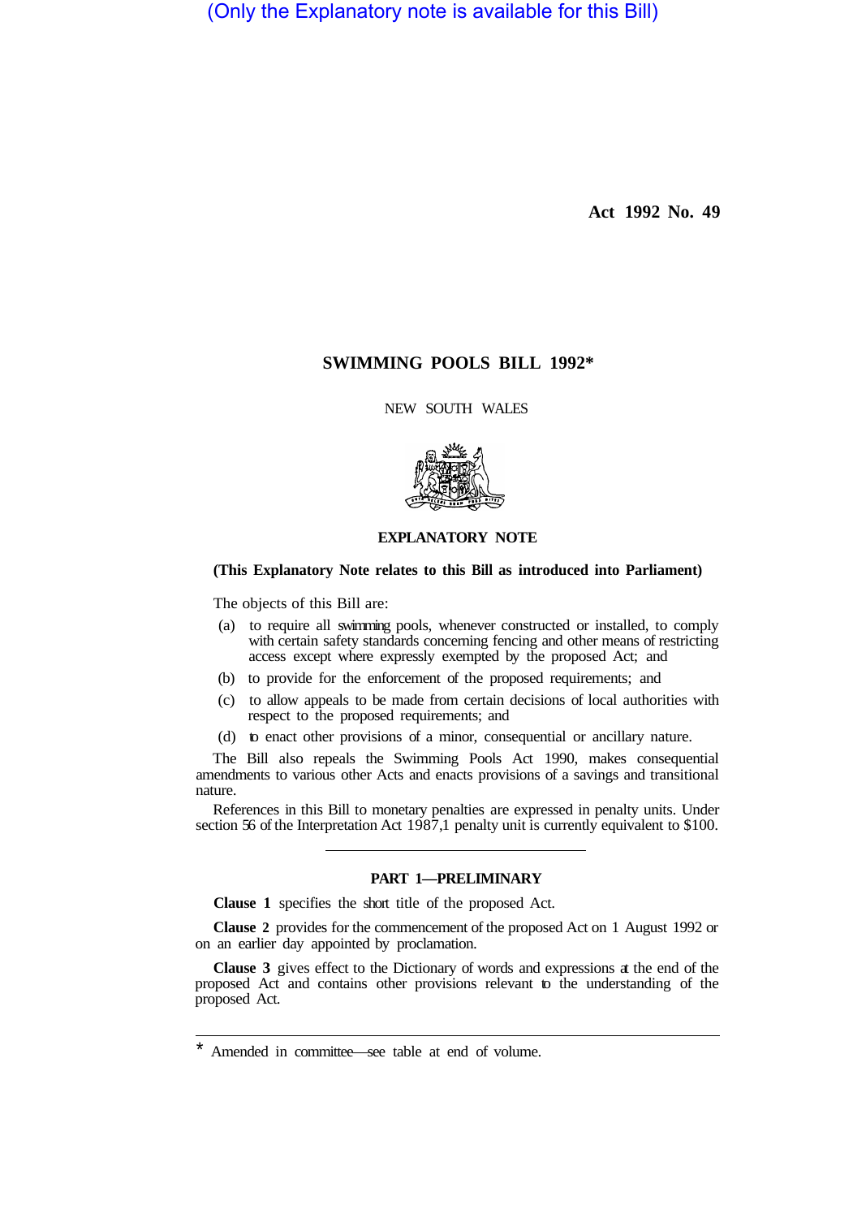(Only the Explanatory note is available for this Bill)

**Act 1992 No. 49**

# SWIMMING POOLS BILL 1992*

NEW SOUTH WALES

## EXPLANATORY NOTE

**(This Explanatory Note relates to this Bill as introduced into Parliament)**

The objects of this Bill are:

(a) to require all swimming pools, whenever constructed or installed, to comply with certain safety standards concerning fencing and other means of restricting access except where expressly exempted by the proposed Act; and

(b) to provide for the enforcement of the proposed requirements; and

(c) to allow appeals to be made from certain decisions of local authorities with respect to the proposed requirements; and

(d) to enact other provisions of a minor, consequential or ancillary nature.

The Bill also repeals the Swimming Pools Act 1990, makes consequential amendments to various other Acts and enacts provisions of a savings and transitional nature.

References in this Bill to monetary penalties are expressed in penalty units. Under section 56 of the Interpretation Act 1987, 1 penalty unit is currently equivalent to $100.

---

### PART 1—PRELIMINARY

**Clause 1** specifies the short title of the proposed Act.

**Clause 2** provides for the commencement of the proposed Act on 1 August 1992 or on an earlier day appointed by proclamation.

**Clause 3** gives effect to the Dictionary of words and expressions at the end of the proposed Act and contains other provisions relevant to the understanding of the proposed Act.

---

* Amended in committee—see table at end of volume.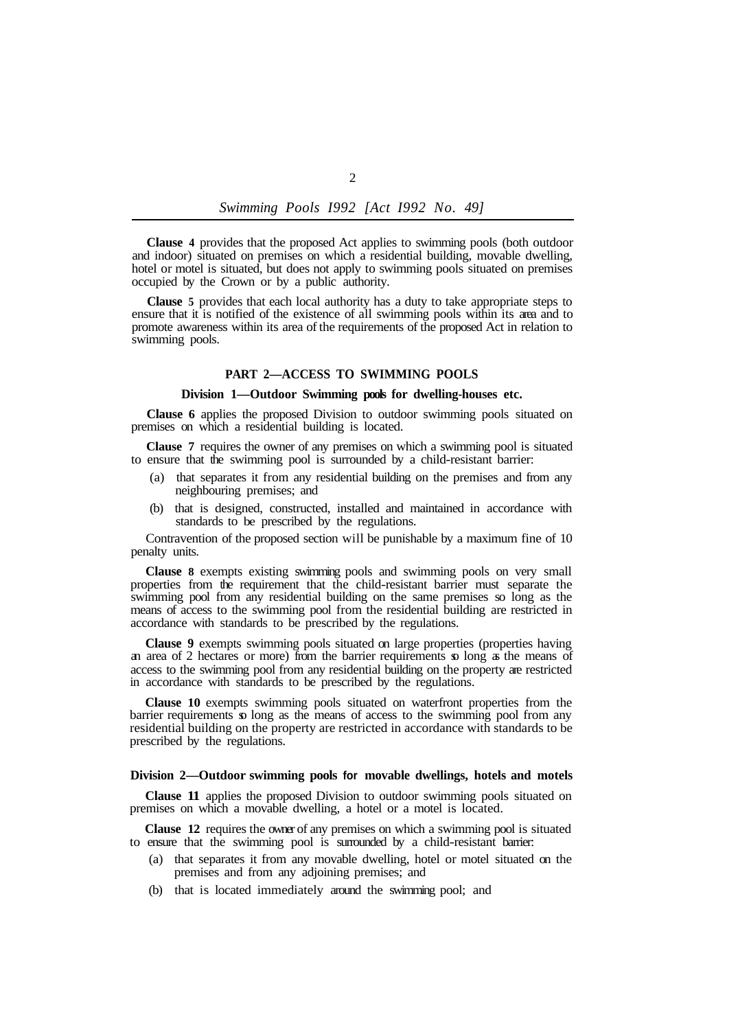**Clause 4** provides that the proposed Act applies to swimming pools (both outdoor and indoor) situated on premises on which a residential building, movable dwelling, hotel or motel is situated, but does not apply to swimming pools situated on premises occupied by the Crown or by a public authority.

**Clause 5** provides that each local authority has a duty to take appropriate steps to ensure that it is notified of the existence of all swimming pools within its area and to promote awareness within its area of the requirements of the proposed Act in relation to swimming pools.

## PART 2—ACCESS TO SWIMMING POOLS

### Division 1—Outdoor Swimming pools for dwelling-houses etc.

**Clause 6** applies the proposed Division to outdoor swimming pools situated on premises on which a residential building is located.

**Clause 7** requires the owner of any premises on which a swimming pool is situated to ensure that the swimming pool is surrounded by a child-resistant barrier:

(a) that separates it from any residential building on the premises and from any neighbouring premises; and

(b) that is designed, constructed, installed and maintained in accordance with standards to be prescribed by the regulations.

Contravention of the proposed section will be punishable by a maximum fine of 10 penalty units.

**Clause 8** exempts existing swimming pools and swimming pools on very small properties from the requirement that the child-resistant barrier must separate the swimming pool from any residential building on the same premises so long as the means of access to the swimming pool from the residential building are restricted in accordance with standards to be prescribed by the regulations.

**Clause 9** exempts swimming pools situated on large properties (properties having an area of 2 hectares or more) from the barrier requirements so long as the means of access to the swimming pool from any residential building on the property are restricted in accordance with standards to be prescribed by the regulations.

**Clause 10** exempts swimming pools situated on waterfront properties from the barrier requirements so long as the means of access to the swimming pool from any residential building on the property are restricted in accordance with standards to be prescribed by the regulations.

### Division 2—Outdoor swimming pools for movable dwellings, hotels and motels

**Clause 11** applies the proposed Division to outdoor swimming pools situated on premises on which a movable dwelling, a hotel or a motel is located.

**Clause 12** requires the owner of any premises on which a swimming pool is situated to ensure that the swimming pool is surrounded by a child-resistant barrier:

(a) that separates it from any movable dwelling, hotel or motel situated on the premises and from any adjoining premises; and

(b) that is located immediately around the swimming pool; and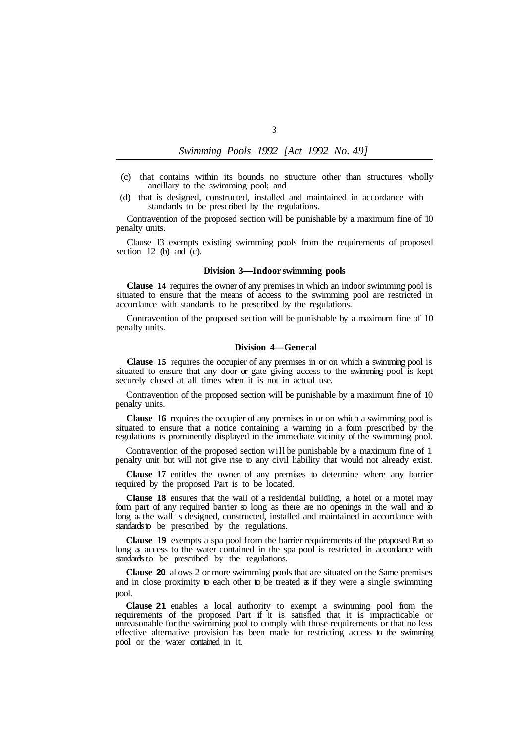(c) that contains within its bounds no structure other than structures wholly ancillary to the swimming pool; and

(d) that is designed, constructed, installed and maintained in accordance with standards to be prescribed by the regulations.

Contravention of the proposed section will be punishable by a maximum fine of 10 penalty units.

Clause 13 exempts existing swimming pools from the requirements of proposed section 12 (b) and (c).

### Division 3—Indoor swimming pools

**Clause 14** requires the owner of any premises in which an indoor swimming pool is situated to ensure that the means of access to the swimming pool are restricted in accordance with standards to be prescribed by the regulations.

Contravention of the proposed section will be punishable by a maximum fine of 10 penalty units.

### Division 4—General

**Clause 15** requires the occupier of any premises in or on which a swimming pool is situated to ensure that any door or gate giving access to the swimming pool is kept securely closed at all times when it is not in actual use.

Contravention of the proposed section will be punishable by a maximum fine of 10 penalty units.

**Clause 16** requires the occupier of any premises in or on which a swimming pool is situated to ensure that a notice containing a warning in a form prescribed by the regulations is prominently displayed in the immediate vicinity of the swimming pool.

Contravention of the proposed section will be punishable by a maximum fine of 1 penalty unit but will not give rise to any civil liability that would not already exist.

**Clause 17** entitles the owner of any premises to determine where any barrier required by the proposed Part is to be located.

**Clause 18** ensures that the wall of a residential building, a hotel or a motel may form part of any required barrier so long as there are no openings in the wall and so long as the wall is designed, constructed, installed and maintained in accordance with standards to be prescribed by the regulations.

**Clause 19** exempts a spa pool from the barrier requirements of the proposed Part so long as access to the water contained in the spa pool is restricted in accordance with standards to be prescribed by the regulations.

**Clause 20** allows 2 or more swimming pools that are situated on the Same premises and in close proximity to each other to be treated as if they were a single swimming pool.

**Clause 21** enables a local authority to exempt a swimming pool from the requirements of the proposed Part if it is satisfied that it is impracticable or unreasonable for the swimming pool to comply with those requirements or that no less effective alternative provision has been made for restricting access to the swimming pool or the water contained in it.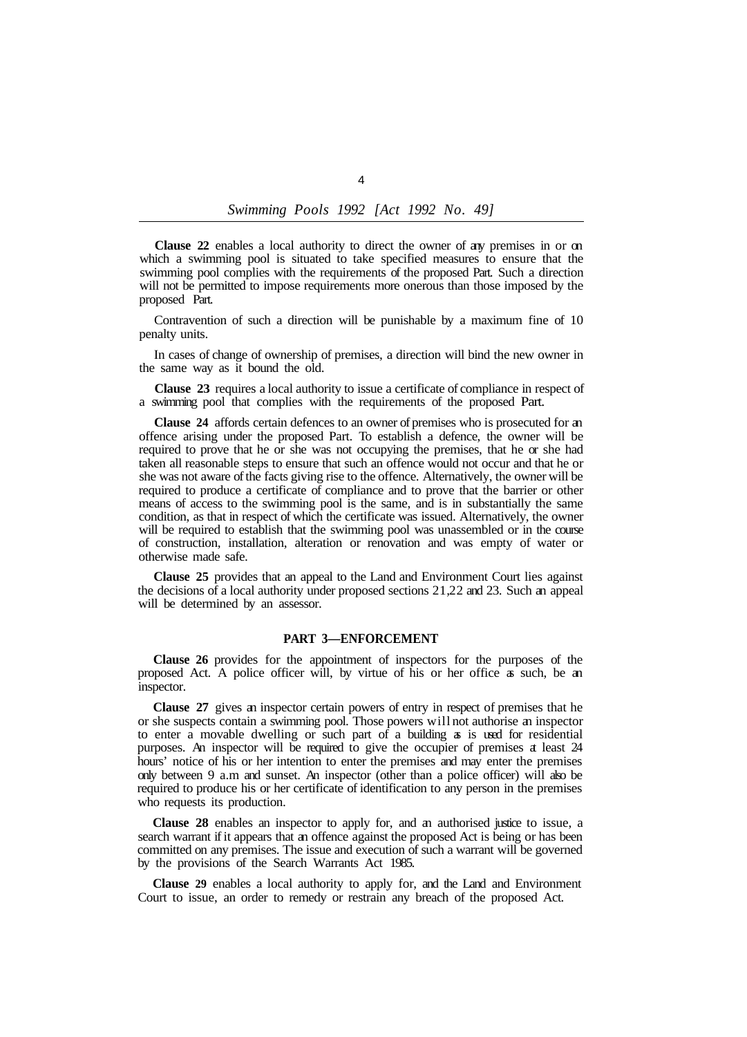**Clause 22** enables a local authority to direct the owner of any premises in or on which a swimming pool is situated to take specified measures to ensure that the swimming pool complies with the requirements of the proposed Part. Such a direction will not be permitted to impose requirements more onerous than those imposed by the proposed Part.

Contravention of such a direction will be punishable by a maximum fine of 10 penalty units.

In cases of change of ownership of premises, a direction will bind the new owner in the same way as it bound the old.

**Clause 23** requires a local authority to issue a certificate of compliance in respect of a swimming pool that complies with the requirements of the proposed Part.

**Clause 24** affords certain defences to an owner of premises who is prosecuted for an offence arising under the proposed Part. To establish a defence, the owner will be required to prove that he or she was not occupying the premises, that he or she had taken all reasonable steps to ensure that such an offence would not occur and that he or she was not aware of the facts giving rise to the offence. Alternatively, the owner will be required to produce a certificate of compliance and to prove that the barrier or other means of access to the swimming pool is the same, and is in substantially the same condition, as that in respect of which the certificate was issued. Alternatively, the owner will be required to establish that the swimming pool was unassembled or in the course of construction, installation, alteration or renovation and was empty of water or otherwise made safe.

**Clause 25** provides that an appeal to the Land and Environment Court lies against the decisions of a local authority under proposed sections 21, 22 and 23. Such an appeal will be determined by an assessor.

## PART 3—ENFORCEMENT

**Clause 26** provides for the appointment of inspectors for the purposes of the proposed Act. A police officer will, by virtue of his or her office as such, be an inspector.

**Clause 27** gives an inspector certain powers of entry in respect of premises that he or she suspects contain a swimming pool. Those powers will not authorise an inspector to enter a movable dwelling or such part of a building as is used for residential purposes. An inspector will be required to give the occupier of premises at least 24 hours' notice of his or her intention to enter the premises and may enter the premises only between 9 a.m and sunset. An inspector (other than a police officer) will also be required to produce his or her certificate of identification to any person in the premises who requests its production.

**Clause 28** enables an inspector to apply for, and an authorised justice to issue, a search warrant if it appears that an offence against the proposed Act is being or has been committed on any premises. The issue and execution of such a warrant will be governed by the provisions of the Search Warrants Act 1985.

**Clause 29** enables a local authority to apply for, and the Land and Environment Court to issue, an order to remedy or restrain any breach of the proposed Act.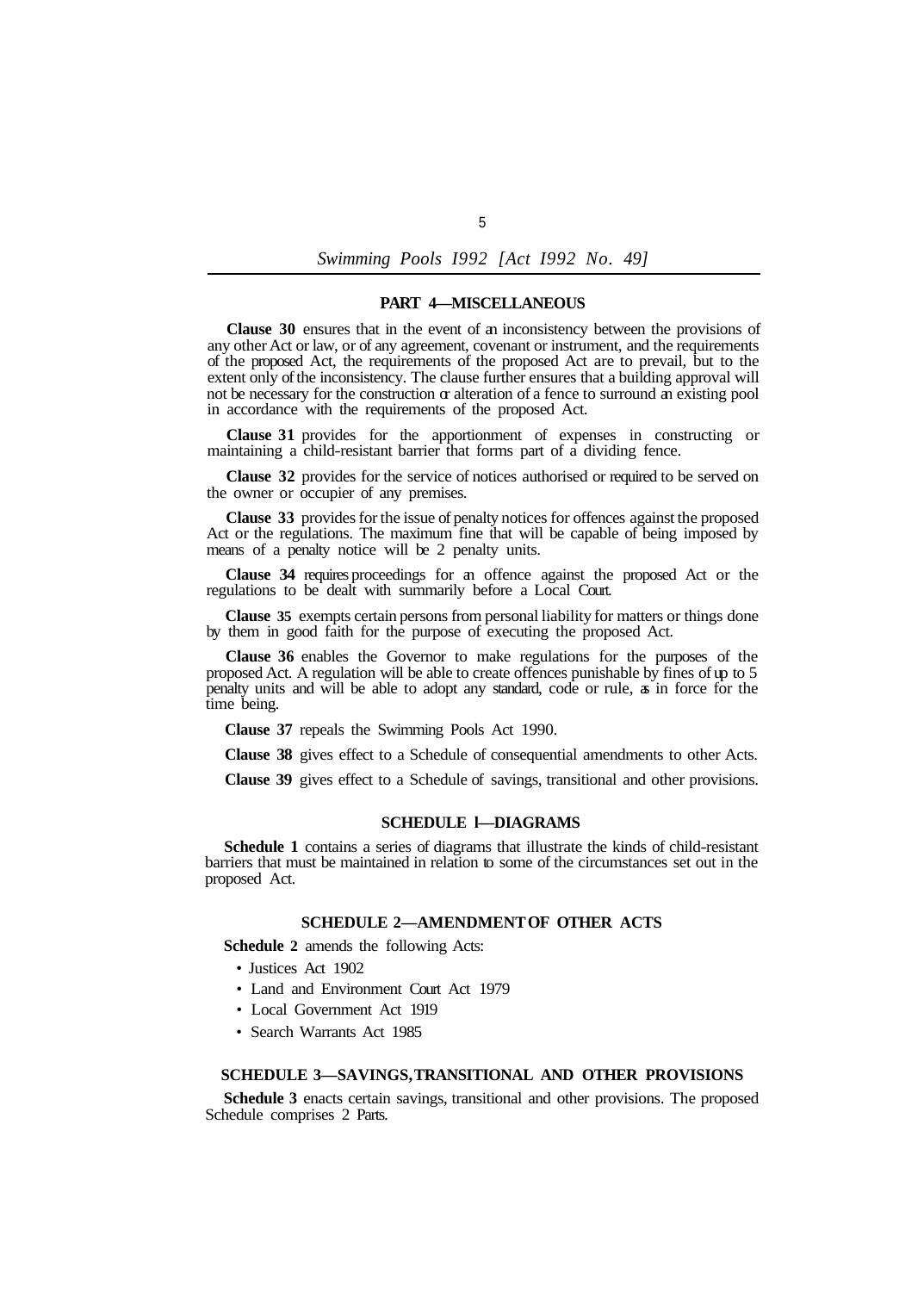## PART 4—MISCELLANEOUS

**Clause 30** ensures that in the event of an inconsistency between the provisions of any other Act or law, or of any agreement, covenant or instrument, and the requirements of the proposed Act, the requirements of the proposed Act are to prevail, but to the extent only of the inconsistency. The clause further ensures that a building approval will not be necessary for the construction or alteration of a fence to surround an existing pool in accordance with the requirements of the proposed Act.

**Clause 31** provides for the apportionment of expenses in constructing or maintaining a child-resistant barrier that forms part of a dividing fence.

**Clause 32** provides for the service of notices authorised or required to be served on the owner or occupier of any premises.

**Clause 33** provides for the issue of penalty notices for offences against the proposed Act or the regulations. The maximum fine that will be capable of being imposed by means of a penalty notice will be 2 penalty units.

**Clause 34** requires proceedings for an offence against the proposed Act or the regulations to be dealt with summarily before a Local Court.

**Clause 35** exempts certain persons from personal liability for matters or things done by them in good faith for the purpose of executing the proposed Act.

**Clause 36** enables the Governor to make regulations for the purposes of the proposed Act. A regulation will be able to create offences punishable by fines of up to 5 penalty units and will be able to adopt any standard, code or rule, as in force for the time being.

**Clause 37** repeals the Swimming Pools Act 1990.

**Clause 38** gives effect to a Schedule of consequential amendments to other Acts.

**Clause 39** gives effect to a Schedule of savings, transitional and other provisions.

## SCHEDULE 1—DIAGRAMS

**Schedule 1** contains a series of diagrams that illustrate the kinds of child-resistant barriers that must be maintained in relation to some of the circumstances set out in the proposed Act.

## SCHEDULE 2—AMENDMENT OF OTHER ACTS

**Schedule 2** amends the following Acts:

- Justices Act 1902
- Land and Environment Court Act 1979
- Local Government Act 1919
- Search Warrants Act 1985

## SCHEDULE 3—SAVINGS, TRANSITIONAL AND OTHER PROVISIONS

**Schedule 3** enacts certain savings, transitional and other provisions. The proposed Schedule comprises 2 Parts.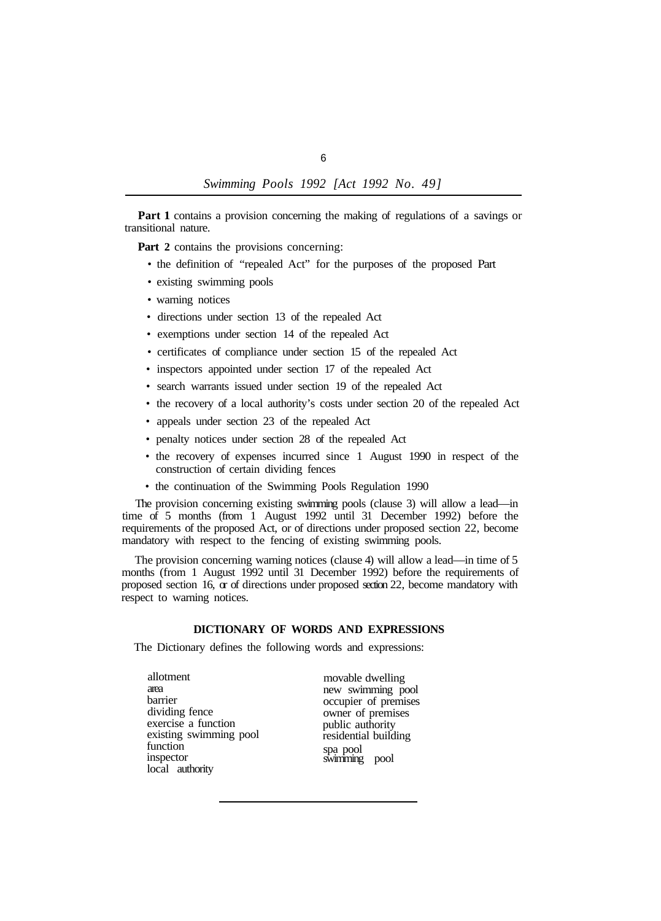**Part 1** contains a provision concerning the making of regulations of a savings or transitional nature.

**Part 2** contains the provisions concerning:

- the definition of "repealed Act" for the purposes of the proposed Part
- existing swimming pools
- warning notices
- directions under section 13 of the repealed Act
- exemptions under section 14 of the repealed Act
- certificates of compliance under section 15 of the repealed Act
- inspectors appointed under section 17 of the repealed Act
- search warrants issued under section 19 of the repealed Act
- the recovery of a local authority's costs under section 20 of the repealed Act
- appeals under section 23 of the repealed Act
- penalty notices under section 28 of the repealed Act
- the recovery of expenses incurred since 1 August 1990 in respect of the construction of certain dividing fences
- the continuation of the Swimming Pools Regulation 1990

The provision concerning existing swimming pools (clause 3) will allow a lead—in time of 5 months (from 1 August 1992 until 31 December 1992) before the requirements of the proposed Act, or of directions under proposed section 22, become mandatory with respect to the fencing of existing swimming pools.

The provision concerning warning notices (clause 4) will allow a lead—in time of 5 months (from 1 August 1992 until 31 December 1992) before the requirements of proposed section 16, or of directions under proposed section 22, become mandatory with respect to warning notices.

## DICTIONARY OF WORDS AND EXPRESSIONS

The Dictionary defines the following words and expressions:

allotment
area
barrier
dividing fence
exercise a function
existing swimming pool
function
inspector
local authority
movable dwelling
new swimming pool
occupier of premises
owner of premises
public authority
residential building
spa pool
swimming pool